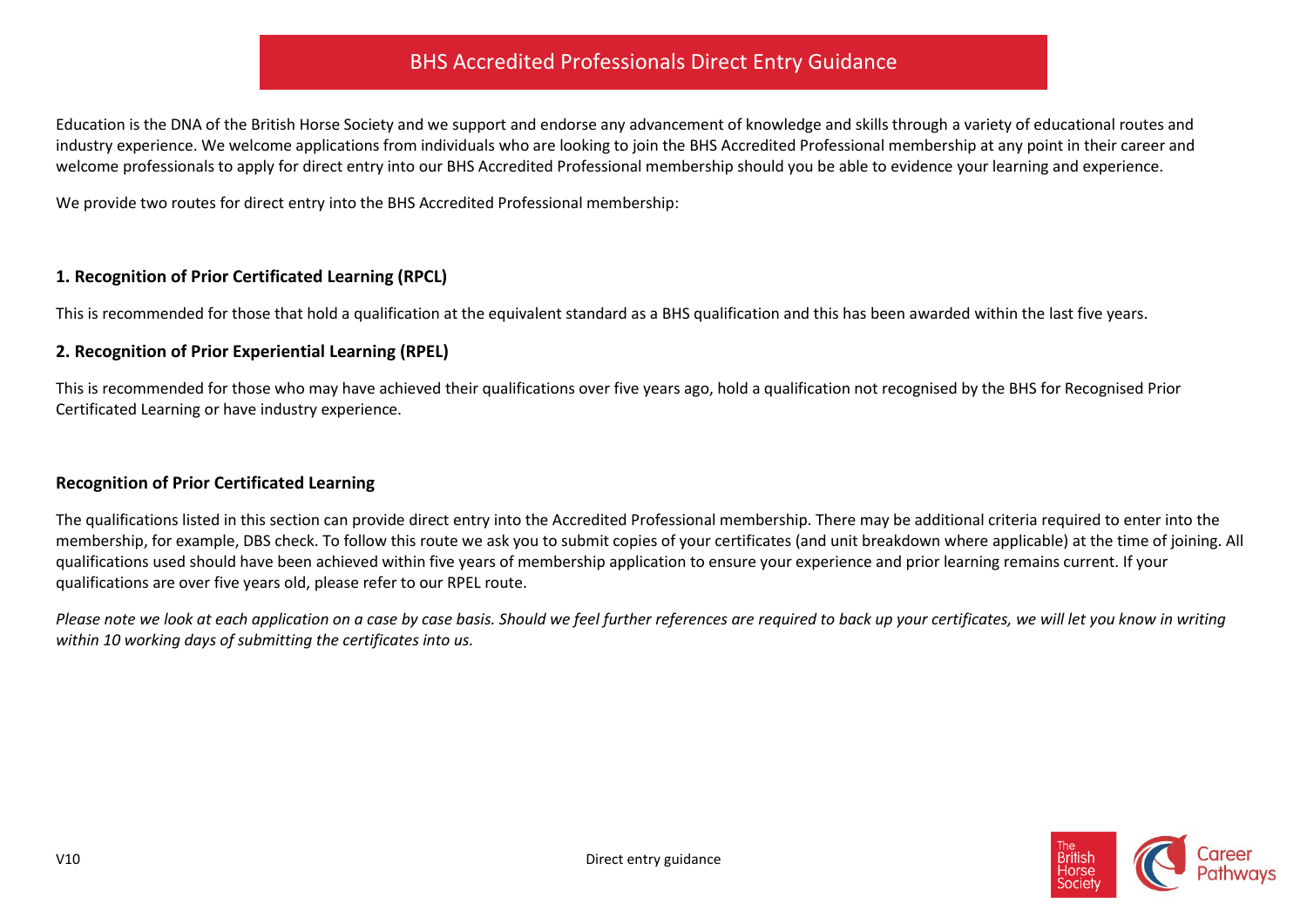# BHS Accredited Professionals Direct Entry Guidance

Education is the DNA of the British Horse Society and we support and endorse any advancement of knowledge and skills through a variety of educational routes and industry experience. We welcome applications from individuals who are looking to join the BHS Accredited Professional membership at any point in their career and welcome professionals to apply for direct entry into our BHS Accredited Professional membership should you be able to evidence your learning and experience.

We provide two routes for direct entry into the BHS Accredited Professional membership:

### 1. Recognition of Prior Certificated Learning (RPCL)

This is recommended for those that hold a qualification at the equivalent standard as a BHS qualification and this has been awarded within the last five years.

### 2. Recognition of Prior Experiential Learning (RPEL)

This is recommended for those who may have achieved their qualifications over five years ago, hold a qualification not recognised by the BHS for Recognised Prior Certificated Learning or have industry experience.

## Recognition of Prior Certificated Learning

The qualifications listed in this section can provide direct entry into the Accredited Professional membership. There may be additional criteria required to enter into the membership, for example, DBS check. To follow this route we ask you to submit copies of your certificates (and unit breakdown where applicable) at the time of joining. All qualifications used should have been achieved within five years of membership application to ensure your experience and prior learning remains current. If your qualifications are over five years old, please refer to our RPEL route.

*Please note we look at each application on a case by case basis. Should we feel further references are required to back up your certificates, we will let you know in writing within 10 working days of submitting the certificates into us.*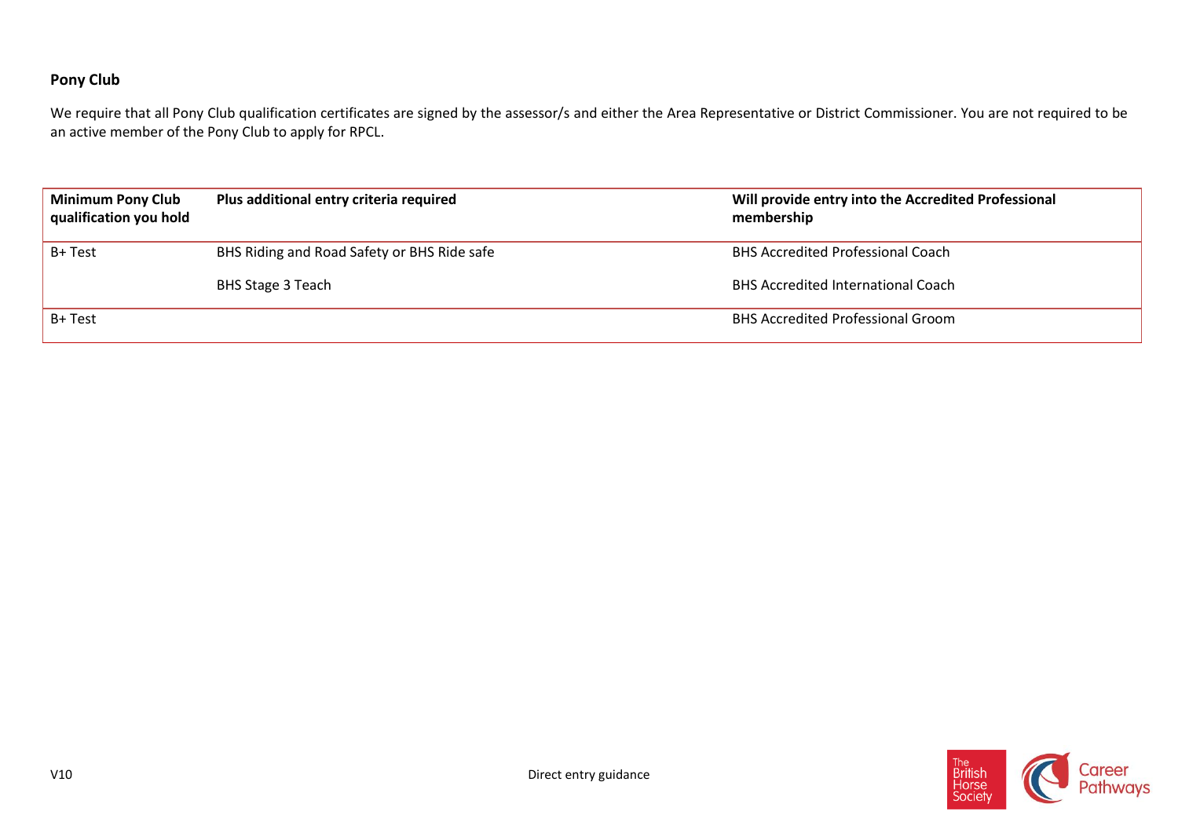## Pony Club

We require that all Pony Club qualification certificates are signed by the assessor/s and either the Area Representative or District Commissioner. You are not required to be an active member of the Pony Club to apply for RPCL.

| Minimum Pony Club qualification you hold | Plus additional entry criteria required | Will provide entry into the Accredited Professional membership |
|---|---|---|
| B+ Test | BHS Riding and Road Safety or BHS Ride safe | BHS Accredited Professional Coach |
| | BHS Stage 3 Teach | BHS Accredited International Coach |
| B+ Test | | BHS Accredited Professional Groom |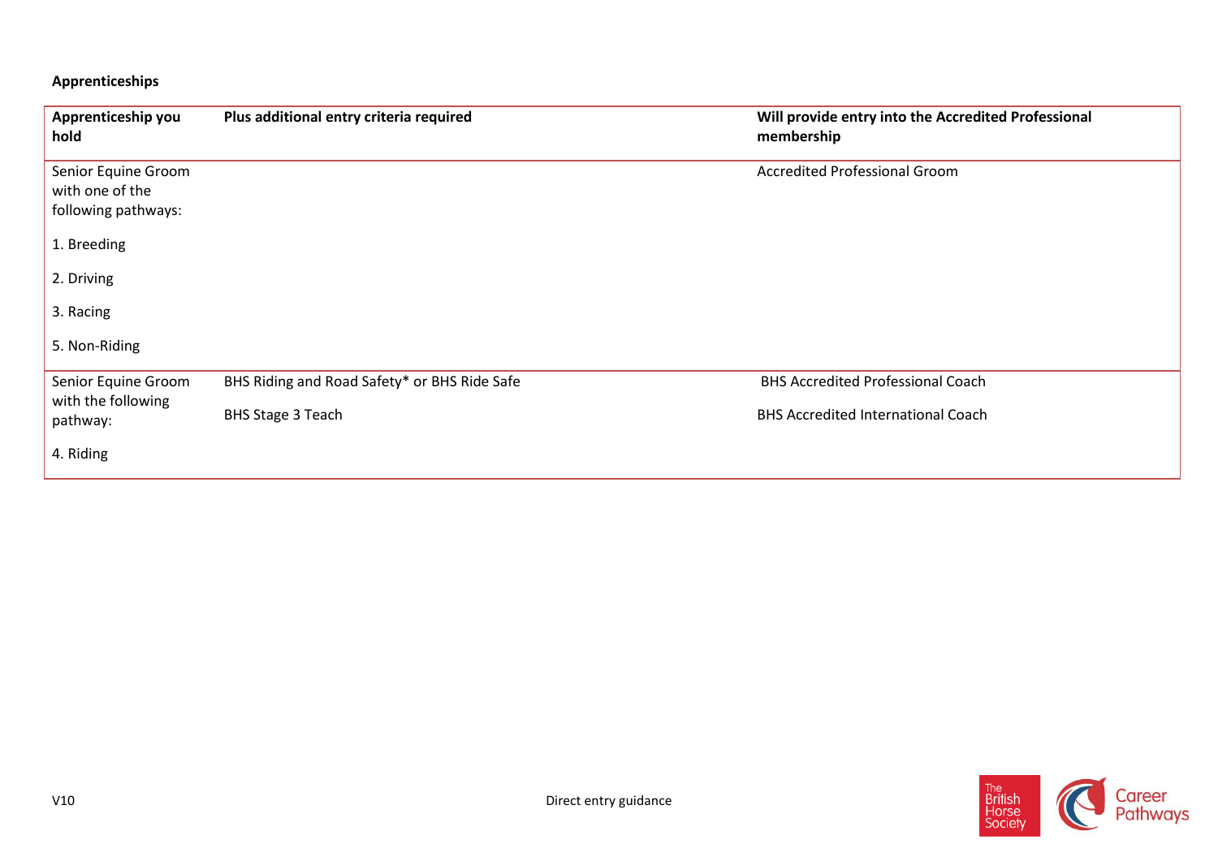**Apprenticeships**

| Apprenticeship you hold | Plus additional entry criteria required | Will provide entry into the Accredited Professional membership |
|---|---|---|
| Senior Equine Groom with one of the following pathways:<br><br>1. Breeding<br><br>2. Driving<br><br>3. Racing<br><br>5. Non-Riding | | Accredited Professional Groom |
| Senior Equine Groom with the following pathway:<br><br>4. Riding | BHS Riding and Road Safety* or BHS Ride Safe<br><br>BHS Stage 3 Teach | BHS Accredited Professional Coach<br><br>BHS Accredited International Coach |

V10 Direct entry guidance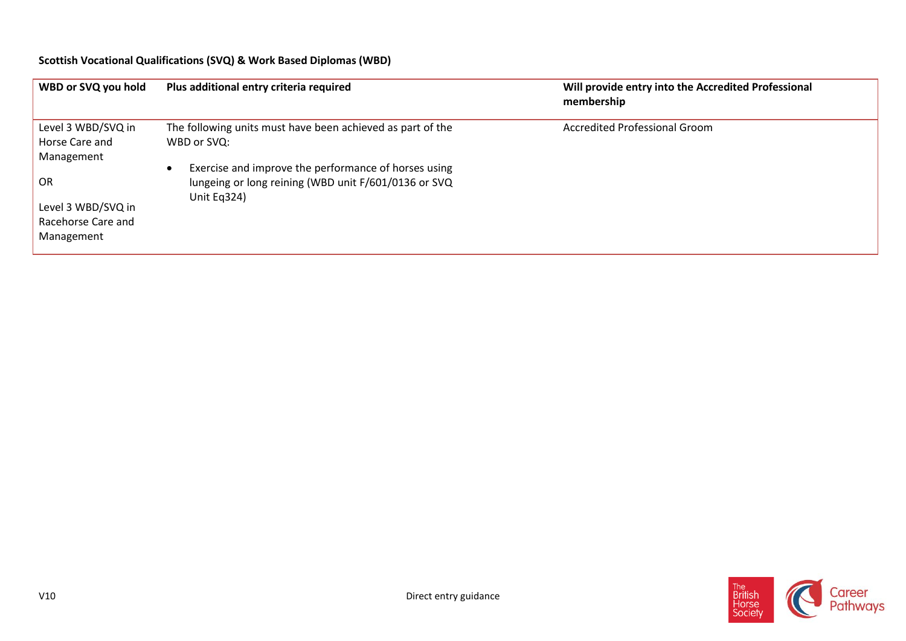**Scottish Vocational Qualifications (SVQ) & Work Based Diplomas (WBD)**

| WBD or SVQ you hold | Plus additional entry criteria required | Will provide entry into the Accredited Professional membership |
|---|---|---|
| Level 3 WBD/SVQ in Horse Care and Management<br><br>OR<br><br>Level 3 WBD/SVQ in Racehorse Care and Management | The following units must have been achieved as part of the WBD or SVQ:<br><br>• Exercise and improve the performance of horses using lungeing or long reining (WBD unit F/601/0136 or SVQ Unit Eq324) | Accredited Professional Groom |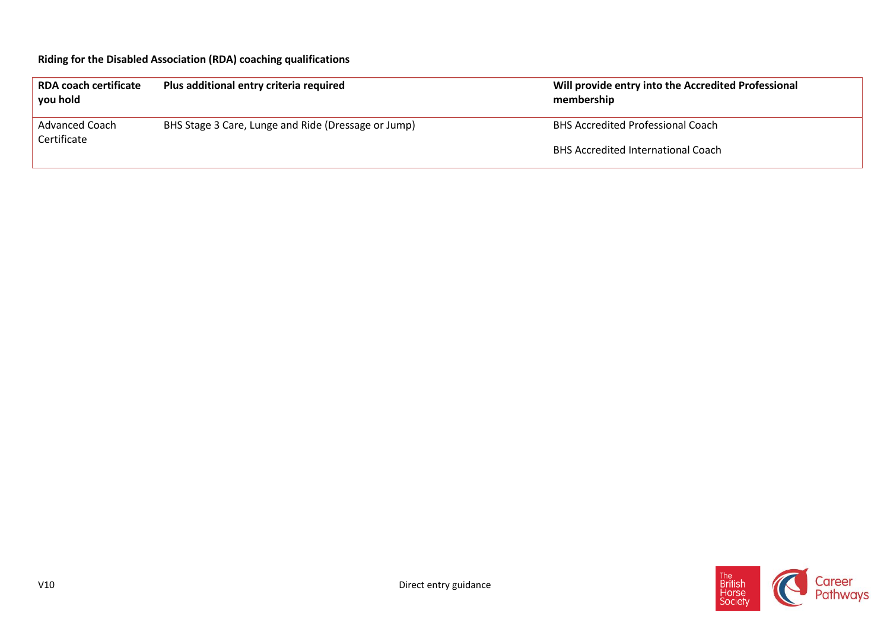**Riding for the Disabled Association (RDA) coaching qualifications**

| RDA coach certificate you hold | Plus additional entry criteria required | Will provide entry into the Accredited Professional membership |
|---|---|---|
| Advanced Coach Certificate | BHS Stage 3 Care, Lunge and Ride (Dressage or Jump) | BHS Accredited Professional Coach<br><br>BHS Accredited International Coach |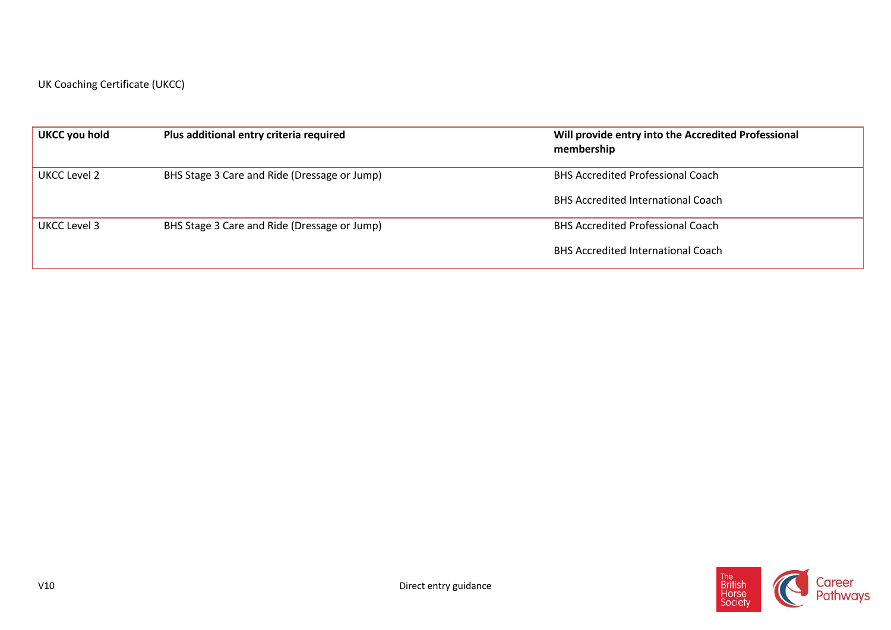UK Coaching Certificate (UKCC)

| UKCC you hold | Plus additional entry criteria required | Will provide entry into the Accredited Professional membership |
|---|---|---|
| UKCC Level 2 | BHS Stage 3 Care and Ride (Dressage or Jump) | BHS Accredited Professional Coach<br><br>BHS Accredited International Coach |
| UKCC Level 3 | BHS Stage 3 Care and Ride (Dressage or Jump) | BHS Accredited Professional Coach<br><br>BHS Accredited International Coach |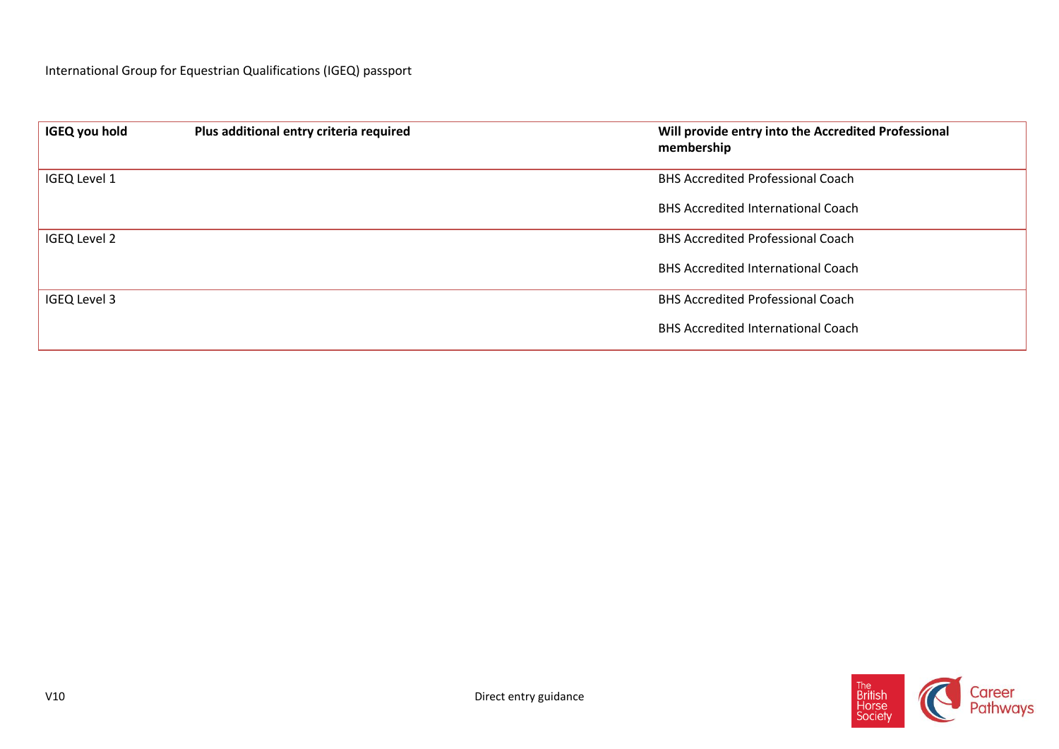International Group for Equestrian Qualifications (IGEQ) passport

| IGEQ you hold | Plus additional entry criteria required | Will provide entry into the Accredited Professional membership |
|---|---|---|
| IGEQ Level 1 | | BHS Accredited Professional Coach<br><br>BHS Accredited International Coach |
| IGEQ Level 2 | | BHS Accredited Professional Coach<br><br>BHS Accredited International Coach |
| IGEQ Level 3 | | BHS Accredited Professional Coach<br><br>BHS Accredited International Coach |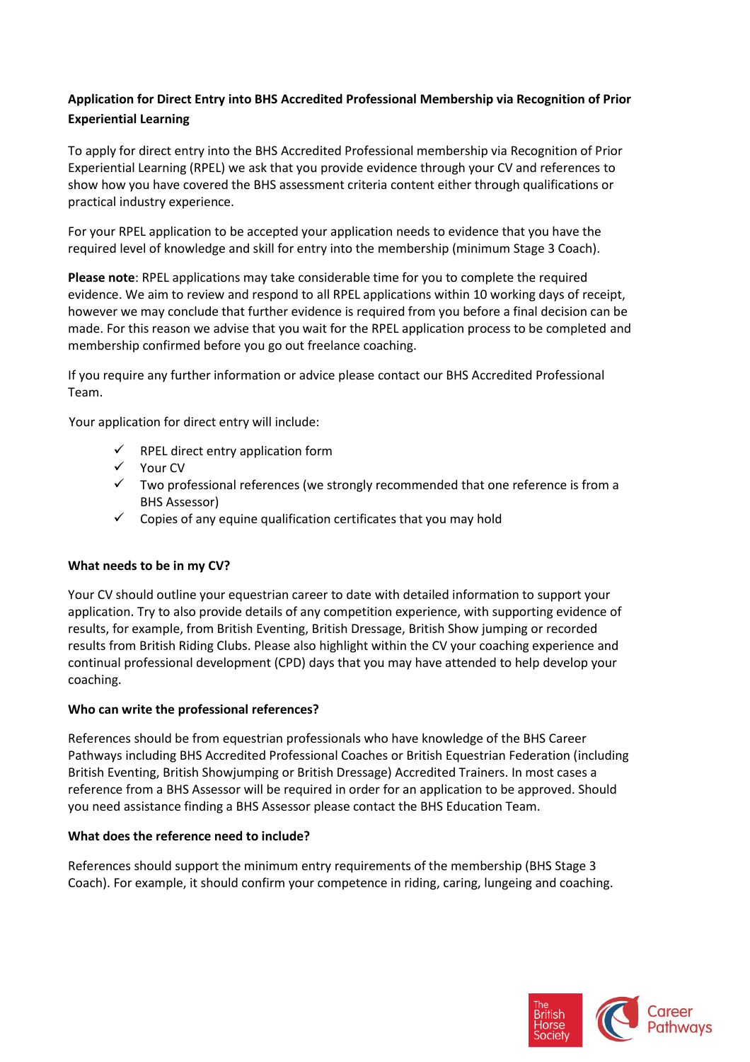**Application for Direct Entry into BHS Accredited Professional Membership via Recognition of Prior Experiential Learning**

To apply for direct entry into the BHS Accredited Professional membership via Recognition of Prior Experiential Learning (RPEL) we ask that you provide evidence through your CV and references to show how you have covered the BHS assessment criteria content either through qualifications or practical industry experience.

For your RPEL application to be accepted your application needs to evidence that you have the required level of knowledge and skill for entry into the membership (minimum Stage 3 Coach).

**Please note**: RPEL applications may take considerable time for you to complete the required evidence. We aim to review and respond to all RPEL applications within 10 working days of receipt, however we may conclude that further evidence is required from you before a final decision can be made. For this reason we advise that you wait for the RPEL application process to be completed and membership confirmed before you go out freelance coaching.

If you require any further information or advice please contact our BHS Accredited Professional Team.

Your application for direct entry will include:

- ✓ RPEL direct entry application form
- ✓ Your CV
- ✓ Two professional references (we strongly recommended that one reference is from a BHS Assessor)
- ✓ Copies of any equine qualification certificates that you may hold

**What needs to be in my CV?**

Your CV should outline your equestrian career to date with detailed information to support your application. Try to also provide details of any competition experience, with supporting evidence of results, for example, from British Eventing, British Dressage, British Show jumping or recorded results from British Riding Clubs. Please also highlight within the CV your coaching experience and continual professional development (CPD) days that you may have attended to help develop your coaching.

**Who can write the professional references?**

References should be from equestrian professionals who have knowledge of the BHS Career Pathways including BHS Accredited Professional Coaches or British Equestrian Federation (including British Eventing, British Showjumping or British Dressage) Accredited Trainers. In most cases a reference from a BHS Assessor will be required in order for an application to be approved. Should you need assistance finding a BHS Assessor please contact the BHS Education Team.

**What does the reference need to include?**

References should support the minimum entry requirements of the membership (BHS Stage 3 Coach). For example, it should confirm your competence in riding, caring, lungeing and coaching.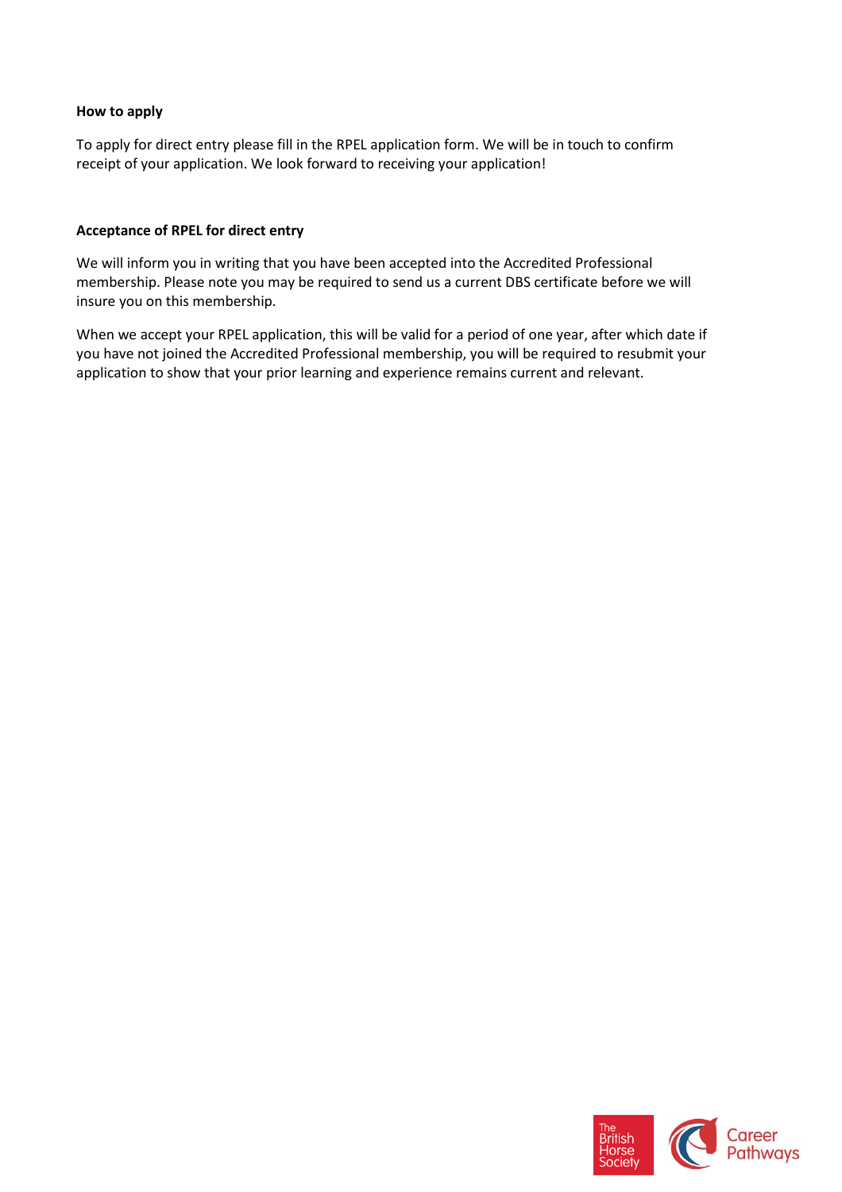**How to apply**

To apply for direct entry please fill in the RPEL application form. We will be in touch to confirm receipt of your application. We look forward to receiving your application!

**Acceptance of RPEL for direct entry**

We will inform you in writing that you have been accepted into the Accredited Professional membership. Please note you may be required to send us a current DBS certificate before we will insure you on this membership.

When we accept your RPEL application, this will be valid for a period of one year, after which date if you have not joined the Accredited Professional membership, you will be required to resubmit your application to show that your prior learning and experience remains current and relevant.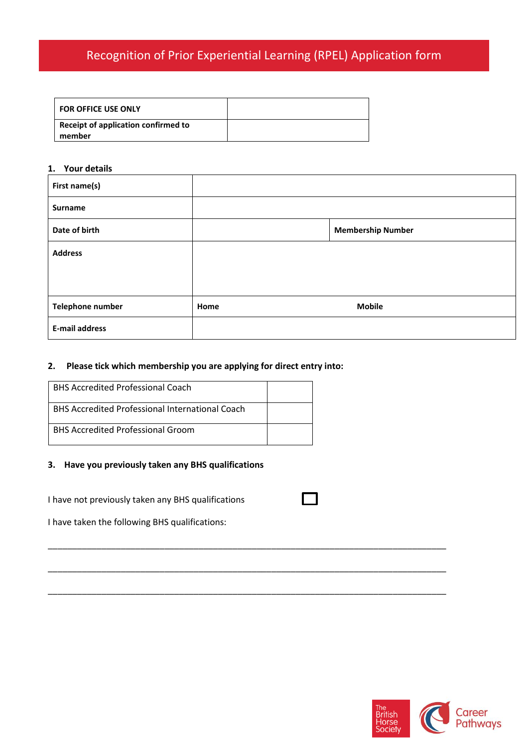# Recognition of Prior Experiential Learning (RPEL) Application form

| FOR OFFICE USE ONLY | |
|---|---|
| Receipt of application confirmed to member | |

## 1. Your details

| First name(s) | | | |
|---|---|---|---|
| Surname | | | |
| Date of birth | | Membership Number | |
| Address | | | |
| Telephone number | Home | Mobile | |
| E-mail address | | | |

## 2. Please tick which membership you are applying for direct entry into:

| BHS Accredited Professional Coach | |
|---|---|
| BHS Accredited Professional International Coach | |
| BHS Accredited Professional Groom | |

## 3. Have you previously taken any BHS qualifications

I have not previously taken any BHS qualifications ☐

I have taken the following BHS qualifications:

______________________________________________________________________________

______________________________________________________________________________

______________________________________________________________________________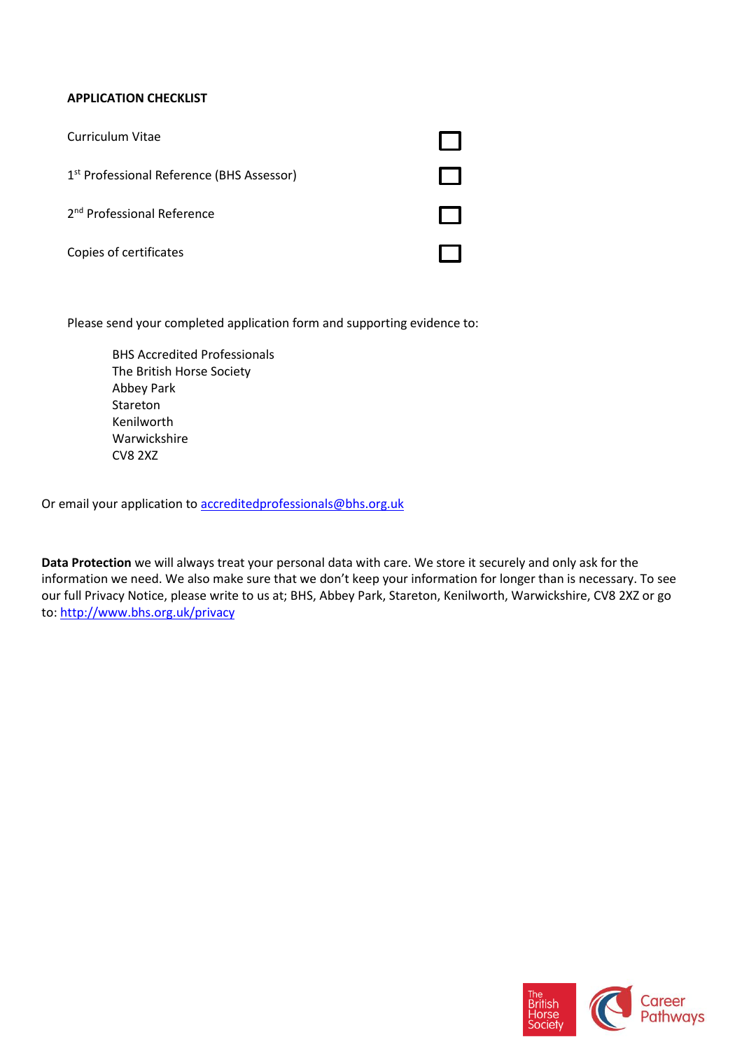**APPLICATION CHECKLIST**

- [ ] Curriculum Vitae
- [ ] 1st Professional Reference (BHS Assessor)
- [ ] 2nd Professional Reference
- [ ] Copies of certificates

Please send your completed application form and supporting evidence to:

BHS Accredited Professionals
The British Horse Society
Abbey Park
Stareton
Kenilworth
Warwickshire
CV8 2XZ

Or email your application to accreditedprofessionals@bhs.org.uk

**Data Protection** we will always treat your personal data with care. We store it securely and only ask for the information we need. We also make sure that we don't keep your information for longer than is necessary. To see our full Privacy Notice, please write to us at; BHS, Abbey Park, Stareton, Kenilworth, Warwickshire, CV8 2XZ or go to: http://www.bhs.org.uk/privacy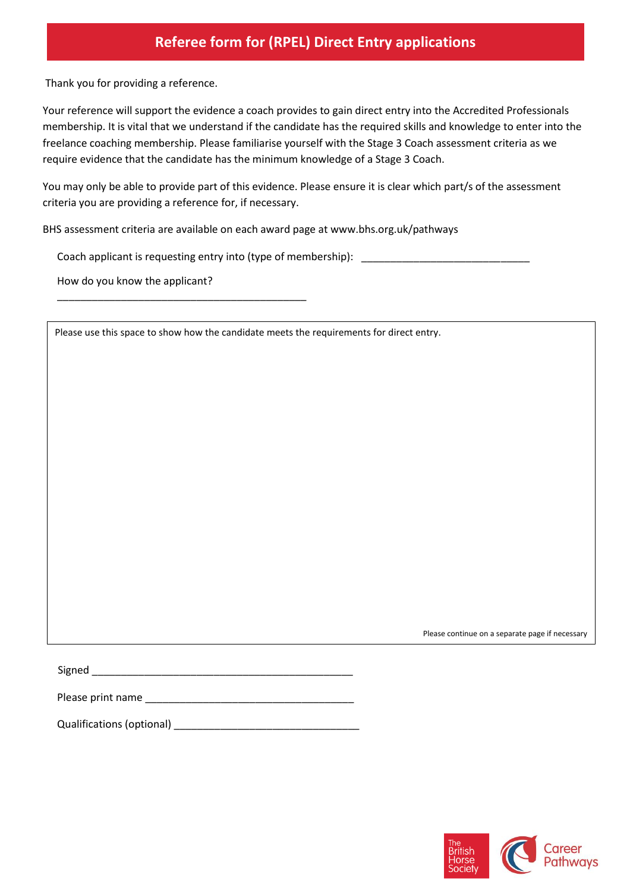# Referee form for (RPEL) Direct Entry applications

Thank you for providing a reference.

Your reference will support the evidence a coach provides to gain direct entry into the Accredited Professionals membership. It is vital that we understand if the candidate has the required skills and knowledge to enter into the freelance coaching membership. Please familiarise yourself with the Stage 3 Coach assessment criteria as we require evidence that the candidate has the minimum knowledge of a Stage 3 Coach.

You may only be able to provide part of this evidence. Please ensure it is clear which part/s of the assessment criteria you are providing a reference for, if necessary.

BHS assessment criteria are available on each award page at www.bhs.org.uk/pathways

Coach applicant is requesting entry into (type of membership): ______________________________

How do you know the applicant?

_____________________________________________

Please use this space to show how the candidate meets the requirements for direct entry.

Please continue on a separate page if necessary

Signed _______________________________________________

Please print name _____________________________________

Qualifications (optional) _________________________________

The British Horse Society

Career Pathways